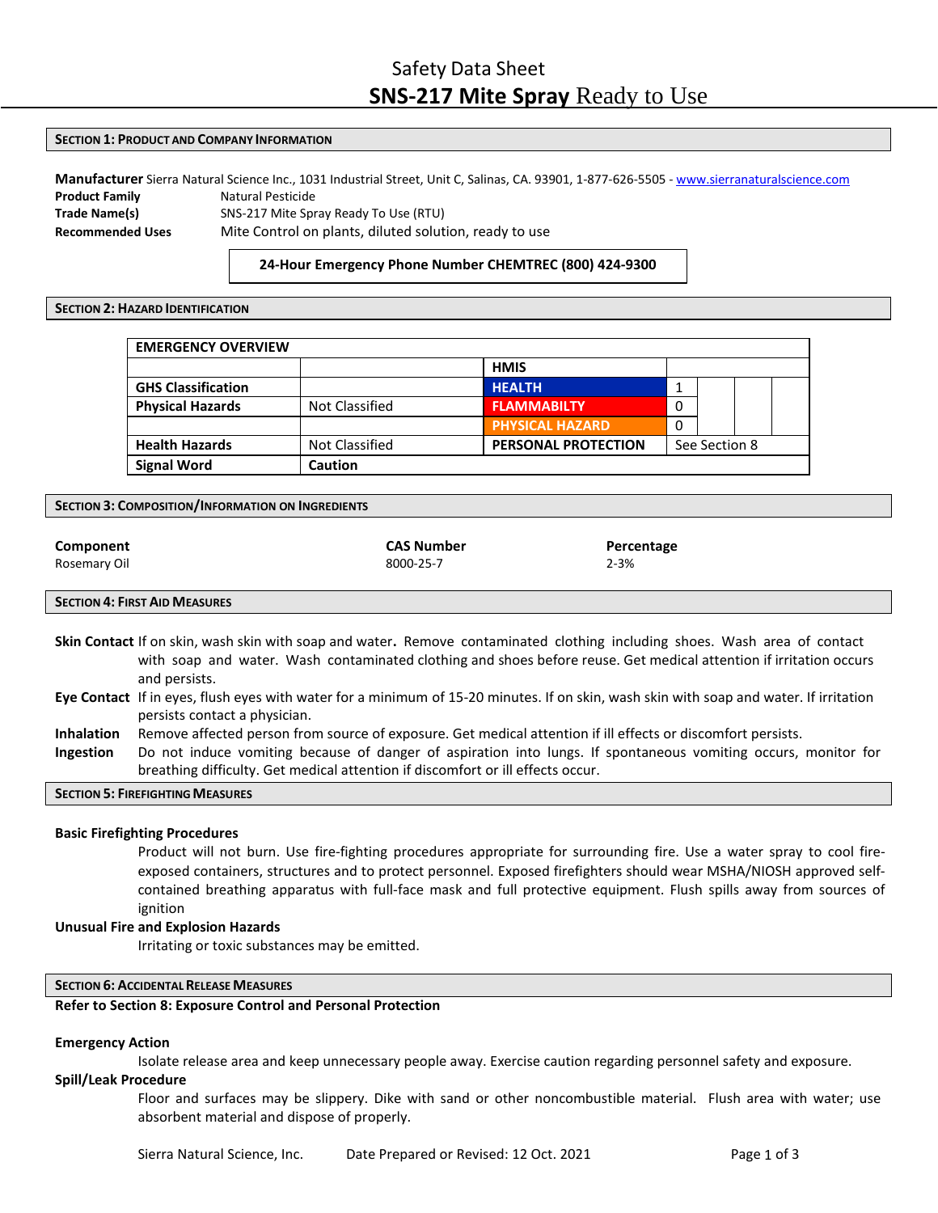# Safety Data Sheet

# **SNS-217 Mite Spray** Ready to Use

## SECTION 1: PRODUCT AND COMPANY INFORMATION

**Manufacturer** Sierra Natural Science Inc., 1031 Industrial Street, Unit C, Salinas, CA. 93901, 1-877-626-5505 - www.sierranaturalscience.com

**Product Family** Natural Pesticide

**Trade Name(s)** SNS-217 Mite Spray Ready To Use (RTU)

**Recommended Uses** Mite Control on plants, diluted solution, ready to use

**24-Hour Emergency Phone Number CHEMTREC (800) 424-9300**

## SECTION 2: HAZARD IDENTIFICATION

| EMERGENCY OVERVIEW | | | |
|---|---|---|---|
| | | **HMIS** | |
| **GHS Classification** | | **HEALTH** | 1 |
| **Physical Hazards** | Not Classified | **FLAMMABILTY** | 0 |
| | | **PHYSICAL HAZARD** | 0 |
| **Health Hazards** | Not Classified | **PERSONAL PROTECTION** | See Section 8 |
| **Signal Word** | **Caution** | | |

## SECTION 3: COMPOSITION/INFORMATION ON INGREDIENTS

| Component | CAS Number | Percentage |
|---|---|---|
| Rosemary Oil | 8000-25-7 | 2-3% |

## SECTION 4: FIRST AID MEASURES

**Skin Contact** If on skin, wash skin with soap and water**.** Remove contaminated clothing including shoes. Wash area of contact with soap and water. Wash contaminated clothing and shoes before reuse. Get medical attention if irritation occurs and persists.

**Eye Contact** If in eyes, flush eyes with water for a minimum of 15-20 minutes. If on skin, wash skin with soap and water. If irritation persists contact a physician.

**Inhalation** Remove affected person from source of exposure. Get medical attention if ill effects or discomfort persists.

**Ingestion** Do not induce vomiting because of danger of aspiration into lungs. If spontaneous vomiting occurs, monitor for breathing difficulty. Get medical attention if discomfort or ill effects occur.

## SECTION 5: FIREFIGHTING MEASURES

**Basic Firefighting Procedures**

Product will not burn. Use fire-fighting procedures appropriate for surrounding fire. Use a water spray to cool fire-exposed containers, structures and to protect personnel. Exposed firefighters should wear MSHA/NIOSH approved self-contained breathing apparatus with full-face mask and full protective equipment. Flush spills away from sources of ignition

**Unusual Fire and Explosion Hazards**

Irritating or toxic substances may be emitted.

## SECTION 6: ACCIDENTAL RELEASE MEASURES

**Refer to Section 8: Exposure Control and Personal Protection**

**Emergency Action**

Isolate release area and keep unnecessary people away. Exercise caution regarding personnel safety and exposure.

**Spill/Leak Procedure**

Floor and surfaces may be slippery. Dike with sand or other noncombustible material. Flush area with water; use absorbent material and dispose of properly.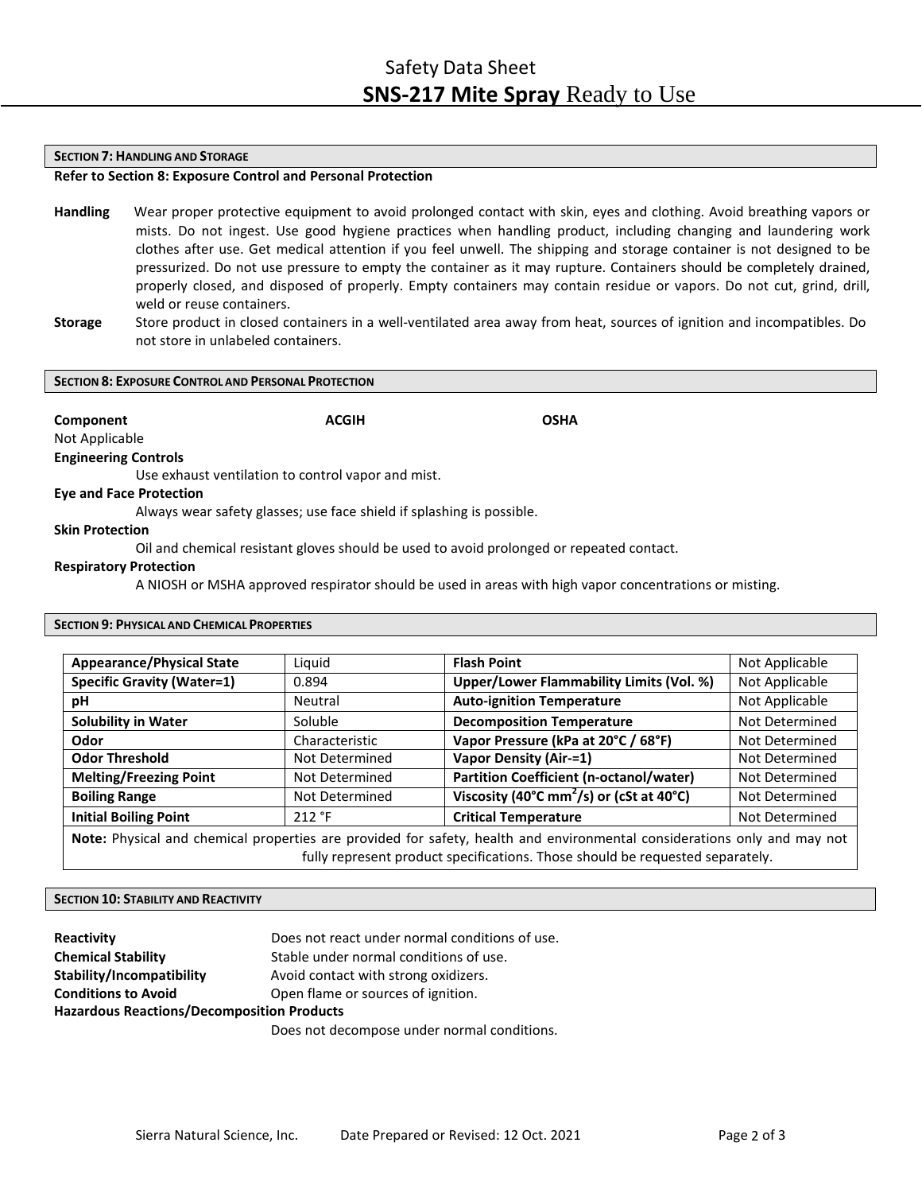## SECTION 7: HANDLING AND STORAGE

**Refer to Section 8: Exposure Control and Personal Protection**

**Handling** Wear proper protective equipment to avoid prolonged contact with skin, eyes and clothing. Avoid breathing vapors or mists. Do not ingest. Use good hygiene practices when handling product, including changing and laundering work clothes after use. Get medical attention if you feel unwell. The shipping and storage container is not designed to be pressurized. Do not use pressure to empty the container as it may rupture. Containers should be completely drained, properly closed, and disposed of properly. Empty containers may contain residue or vapors. Do not cut, grind, drill, weld or reuse containers.

**Storage** Store product in closed containers in a well-ventilated area away from heat, sources of ignition and incompatibles. Do not store in unlabeled containers.

## SECTION 8: EXPOSURE CONTROL AND PERSONAL PROTECTION

| Component | ACGIH | OSHA |
|---|---|---|
| Not Applicable | | |

**Engineering Controls**

Use exhaust ventilation to control vapor and mist.

**Eye and Face Protection**

Always wear safety glasses; use face shield if splashing is possible.

**Skin Protection**

Oil and chemical resistant gloves should be used to avoid prolonged or repeated contact.

**Respiratory Protection**

A NIOSH or MSHA approved respirator should be used in areas with high vapor concentrations or misting.

## SECTION 9: PHYSICAL AND CHEMICAL PROPERTIES

| | | | |
|---|---|---|---|
| **Appearance/Physical State** | Liquid | **Flash Point** | Not Applicable |
| **Specific Gravity (Water=1)** | 0.894 | **Upper/Lower Flammability Limits (Vol. %)** | Not Applicable |
| **pH** | Neutral | **Auto-ignition Temperature** | Not Applicable |
| **Solubility in Water** | Soluble | **Decomposition Temperature** | Not Determined |
| **Odor** | Characteristic | **Vapor Pressure (kPa at 20°C / 68°F)** | Not Determined |
| **Odor Threshold** | Not Determined | **Vapor Density (Air-=1)** | Not Determined |
| **Melting/Freezing Point** | Not Determined | **Partition Coefficient (n-octanol/water)** | Not Determined |
| **Boiling Range** | Not Determined | **Viscosity (40°C $mm^2/s$) or (cSt at 40°C)** | Not Determined |
| **Initial Boiling Point** | 212 °F | **Critical Temperature** | Not Determined |

**Note:** Physical and chemical properties are provided for safety, health and environmental considerations only and may not fully represent product specifications. Those should be requested separately.

## SECTION 10: STABILITY AND REACTIVITY

**Reactivity** Does not react under normal conditions of use.

**Chemical Stability** Stable under normal conditions of use.

**Stability/Incompatibility** Avoid contact with strong oxidizers.

**Conditions to Avoid** Open flame or sources of ignition.

**Hazardous Reactions/Decomposition Products**

Does not decompose under normal conditions.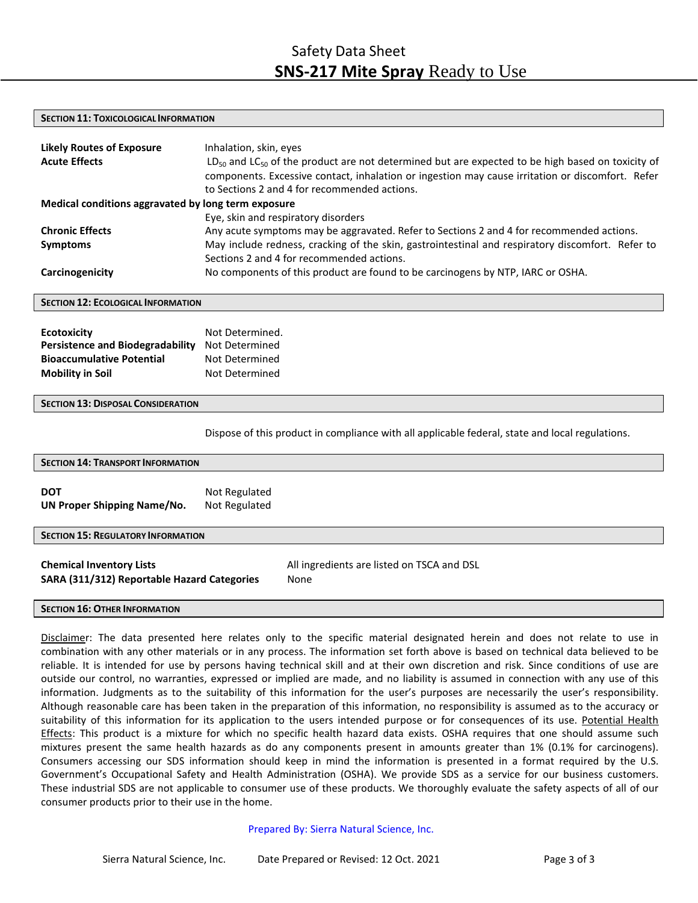# Safety Data Sheet
## **SNS-217 Mite Spray** Ready to Use

### SECTION 11: TOXICOLOGICAL INFORMATION

| | |
|---|---|
| **Likely Routes of Exposure** | Inhalation, skin, eyes |
| **Acute Effects** | $LD_{50}$ and $LC_{50}$ of the product are not determined but are expected to be high based on toxicity of components. Excessive contact, inhalation or ingestion may cause irritation or discomfort. Refer to Sections 2 and 4 for recommended actions. |
| **Medical conditions aggravated by long term exposure** | Eye, skin and respiratory disorders |
| **Chronic Effects** | Any acute symptoms may be aggravated. Refer to Sections 2 and 4 for recommended actions. |
| **Symptoms** | May include redness, cracking of the skin, gastrointestinal and respiratory discomfort. Refer to Sections 2 and 4 for recommended actions. |
| **Carcinogenicity** | No components of this product are found to be carcinogens by NTP, IARC or OSHA. |

### SECTION 12: ECOLOGICAL INFORMATION

| | |
|---|---|
| **Ecotoxicity** | Not Determined. |
| **Persistence and Biodegradability** | Not Determined |
| **Bioaccumulative Potential** | Not Determined |
| **Mobility in Soil** | Not Determined |

### SECTION 13: DISPOSAL CONSIDERATION

Dispose of this product in compliance with all applicable federal, state and local regulations.

### SECTION 14: TRANSPORT INFORMATION

| | |
|---|---|
| **DOT** | Not Regulated |
| **UN Proper Shipping Name/No.** | Not Regulated |

### SECTION 15: REGULATORY INFORMATION

| | |
|---|---|
| **Chemical Inventory Lists** | All ingredients are listed on TSCA and DSL |
| **SARA (311/312) Reportable Hazard Categories** | None |

### SECTION 16: OTHER INFORMATION

Disclaimer: The data presented here relates only to the specific material designated herein and does not relate to use in combination with any other materials or in any process. The information set forth above is based on technical data believed to be reliable. It is intended for use by persons having technical skill and at their own discretion and risk. Since conditions of use are outside our control, no warranties, expressed or implied are made, and no liability is assumed in connection with any use of this information. Judgments as to the suitability of this information for the user's purposes are necessarily the user's responsibility. Although reasonable care has been taken in the preparation of this information, no responsibility is assumed as to the accuracy or suitability of this information for its application to the users intended purpose or for consequences of its use. Potential Health Effects: This product is a mixture for which no specific health hazard data exists. OSHA requires that one should assume such mixtures present the same health hazards as do any components present in amounts greater than 1% (0.1% for carcinogens). Consumers accessing our SDS information should keep in mind the information is presented in a format required by the U.S. Government's Occupational Safety and Health Administration (OSHA). We provide SDS as a service for our business customers. These industrial SDS are not applicable to consumer use of these products. We thoroughly evaluate the safety aspects of all of our consumer products prior to their use in the home.

Prepared By: Sierra Natural Science, Inc.

Sierra Natural Science, Inc. Date Prepared or Revised: 12 Oct. 2021